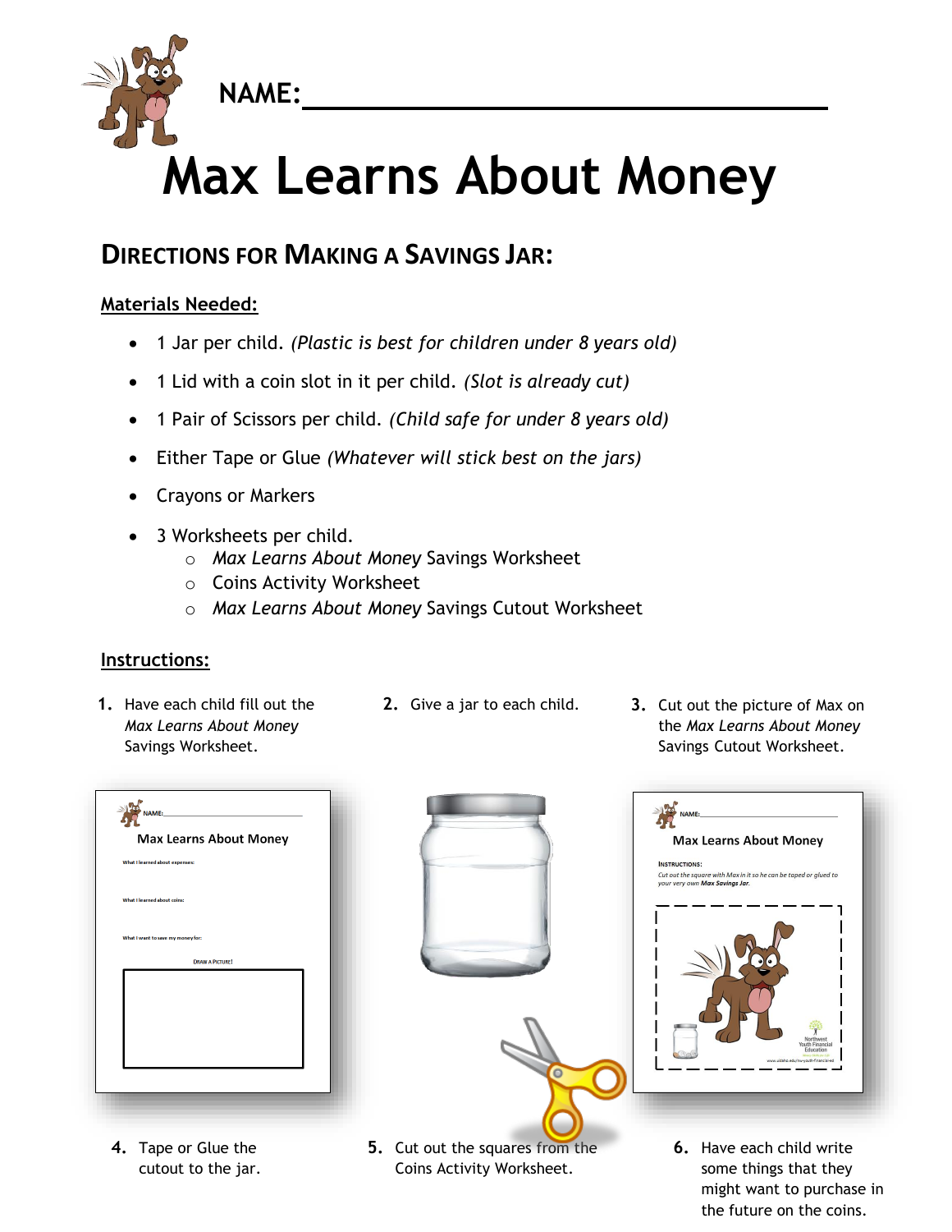NAME:_______________________________

# Max Learns About Money

## Directions for Making a Savings Jar:

**Materials Needed:**

- 1 Jar per child. *(Plastic is best for children under 8 years old)*
- 1 Lid with a coin slot in it per child. *(Slot is already cut)*
- 1 Pair of Scissors per child. *(Child safe for under 8 years old)*
- Either Tape or Glue *(Whatever will stick best on the jars)*
- Crayons or Markers
- 3 Worksheets per child.
  - *Max Learns About Money* Savings Worksheet
  - Coins Activity Worksheet
  - *Max Learns About Money* Savings Cutout Worksheet

**Instructions:**

1. Have each child fill out the *Max Learns About Money* Savings Worksheet.
2. Give a jar to each child.
3. Cut out the picture of Max on the *Max Learns About Money* Savings Cutout Worksheet.
4. Tape or Glue the cutout to the jar.
5. Cut out the squares from the Coins Activity Worksheet.
6. Have each child write some things that they might want to purchase in the future on the coins.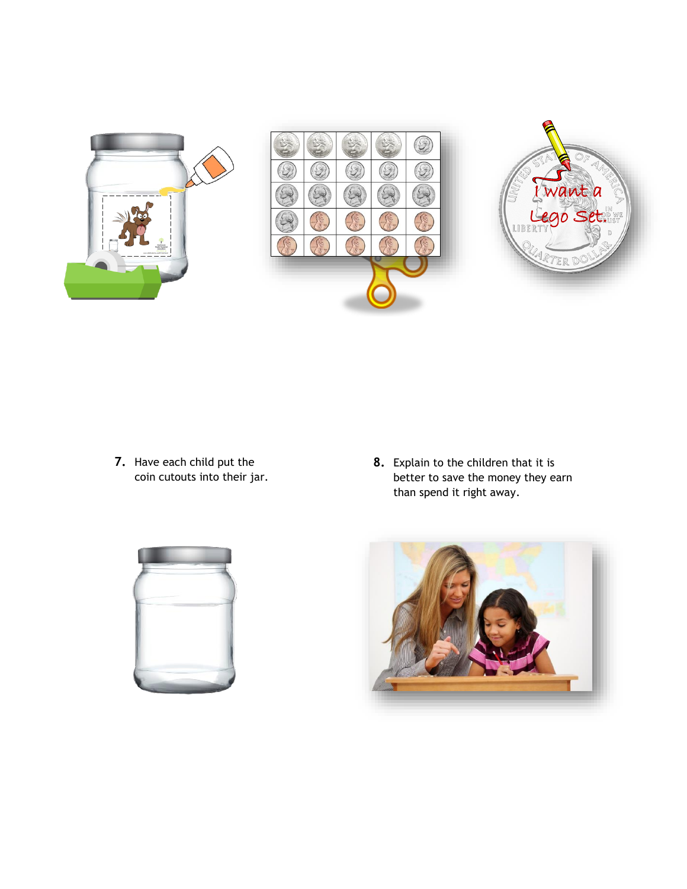7. Have each child put the coin cutouts into their jar.

8. Explain to the children that it is better to save the money they earn than spend it right away.